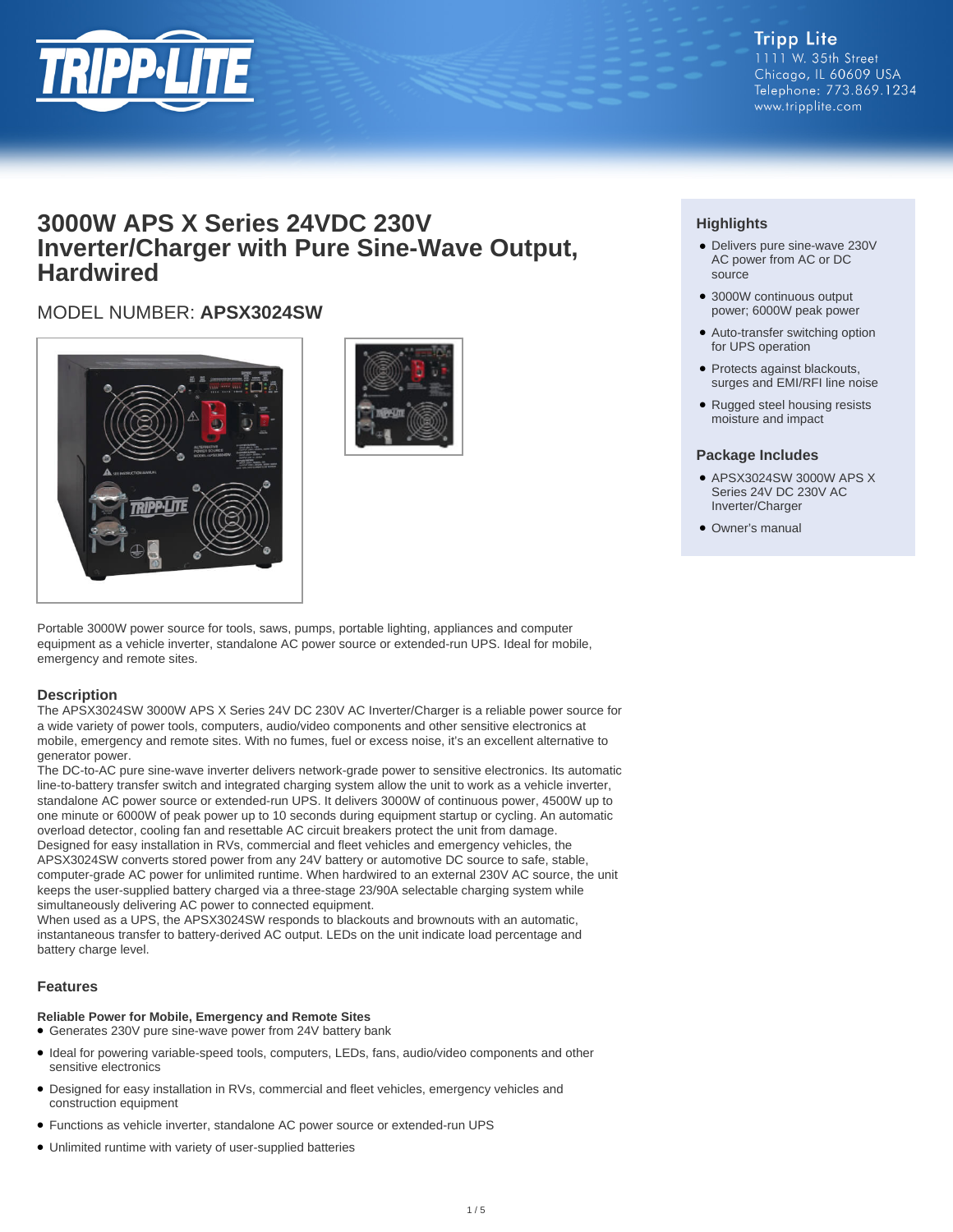Tripp Lite
1111 W. 35th Street
Chicago, IL 60609 USA
Telephone: 773.869.1234
www.tripplite.com

# 3000W APS X Series 24VDC 230V Inverter/Charger with Pure Sine-Wave Output, Hardwired

## MODEL NUMBER: **APSX3024SW**

### Highlights

- Delivers pure sine-wave 230V AC power from AC or DC source
- 3000W continuous output power; 6000W peak power
- Auto-transfer switching option for UPS operation
- Protects against blackouts, surges and EMI/RFI line noise
- Rugged steel housing resists moisture and impact

### Package Includes

- APSX3024SW 3000W APS X Series 24V DC 230V AC Inverter/Charger
- Owner's manual

Portable 3000W power source for tools, saws, pumps, portable lighting, appliances and computer equipment as a vehicle inverter, standalone AC power source or extended-run UPS. Ideal for mobile, emergency and remote sites.

### Description

The APSX3024SW 3000W APS X Series 24V DC 230V AC Inverter/Charger is a reliable power source for a wide variety of power tools, computers, audio/video components and other sensitive electronics at mobile, emergency and remote sites. With no fumes, fuel or excess noise, it's an excellent alternative to generator power.

The DC-to-AC pure sine-wave inverter delivers network-grade power to sensitive electronics. Its automatic line-to-battery transfer switch and integrated charging system allow the unit to work as a vehicle inverter, standalone AC power source or extended-run UPS. It delivers 3000W of continuous power, 4500W up to one minute or 6000W of peak power up to 10 seconds during equipment startup or cycling. An automatic overload detector, cooling fan and resettable AC circuit breakers protect the unit from damage.

Designed for easy installation in RVs, commercial and fleet vehicles and emergency vehicles, the APSX3024SW converts stored power from any 24V battery or automotive DC source to safe, stable, computer-grade AC power for unlimited runtime. When hardwired to an external 230V AC source, the unit keeps the user-supplied battery charged via a three-stage 23/90A selectable charging system while simultaneously delivering AC power to connected equipment.

When used as a UPS, the APSX3024SW responds to blackouts and brownouts with an automatic, instantaneous transfer to battery-derived AC output. LEDs on the unit indicate load percentage and battery charge level.

### Features

**Reliable Power for Mobile, Emergency and Remote Sites**

- Generates 230V pure sine-wave power from 24V battery bank
- Ideal for powering variable-speed tools, computers, LEDs, fans, audio/video components and other sensitive electronics
- Designed for easy installation in RVs, commercial and fleet vehicles, emergency vehicles and construction equipment
- Functions as vehicle inverter, standalone AC power source or extended-run UPS
- Unlimited runtime with variety of user-supplied batteries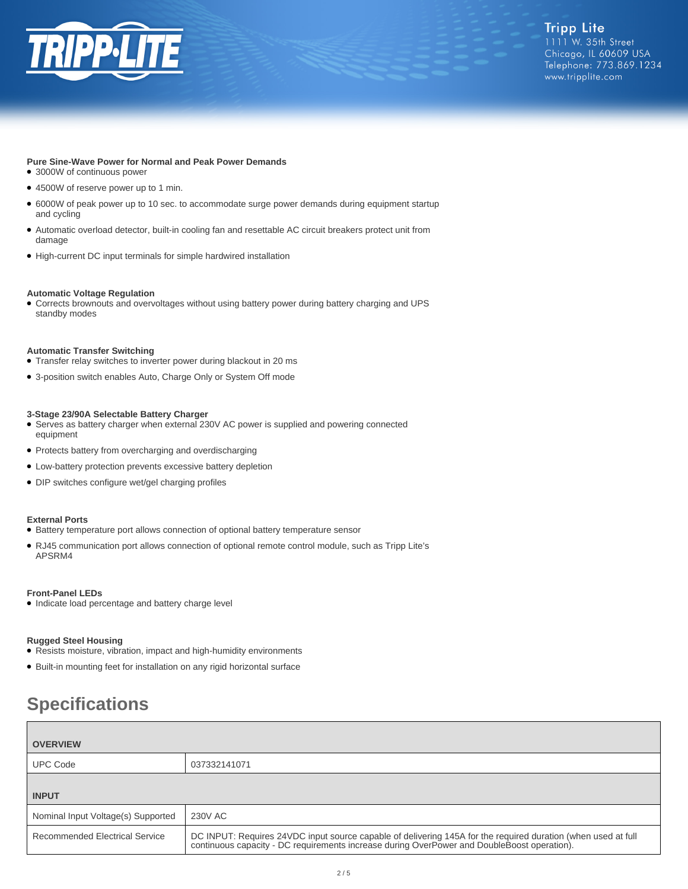**Pure Sine-Wave Power for Normal and Peak Power Demands**

- 3000W of continuous power
- 4500W of reserve power up to 1 min.
- 6000W of peak power up to 10 sec. to accommodate surge power demands during equipment startup and cycling
- Automatic overload detector, built-in cooling fan and resettable AC circuit breakers protect unit from damage
- High-current DC input terminals for simple hardwired installation

**Automatic Voltage Regulation**

- Corrects brownouts and overvoltages without using battery power during battery charging and UPS standby modes

**Automatic Transfer Switching**

- Transfer relay switches to inverter power during blackout in 20 ms
- 3-position switch enables Auto, Charge Only or System Off mode

**3-Stage 23/90A Selectable Battery Charger**

- Serves as battery charger when external 230V AC power is supplied and powering connected equipment
- Protects battery from overcharging and overdischarging
- Low-battery protection prevents excessive battery depletion
- DIP switches configure wet/gel charging profiles

**External Ports**

- Battery temperature port allows connection of optional battery temperature sensor
- RJ45 communication port allows connection of optional remote control module, such as Tripp Lite's APSRM4

**Front-Panel LEDs**

- Indicate load percentage and battery charge level

**Rugged Steel Housing**

- Resists moisture, vibration, impact and high-humidity environments
- Built-in mounting feet for installation on any rigid horizontal surface

## Specifications

| **OVERVIEW** | |
|---|---|
| UPC Code | 037332141071 |
| **INPUT** | |
| Nominal Input Voltage(s) Supported | 230V AC |
| Recommended Electrical Service | DC INPUT: Requires 24VDC input source capable of delivering 145A for the required duration (when used at full continuous capacity - DC requirements increase during OverPower and DoubleBoost operation). |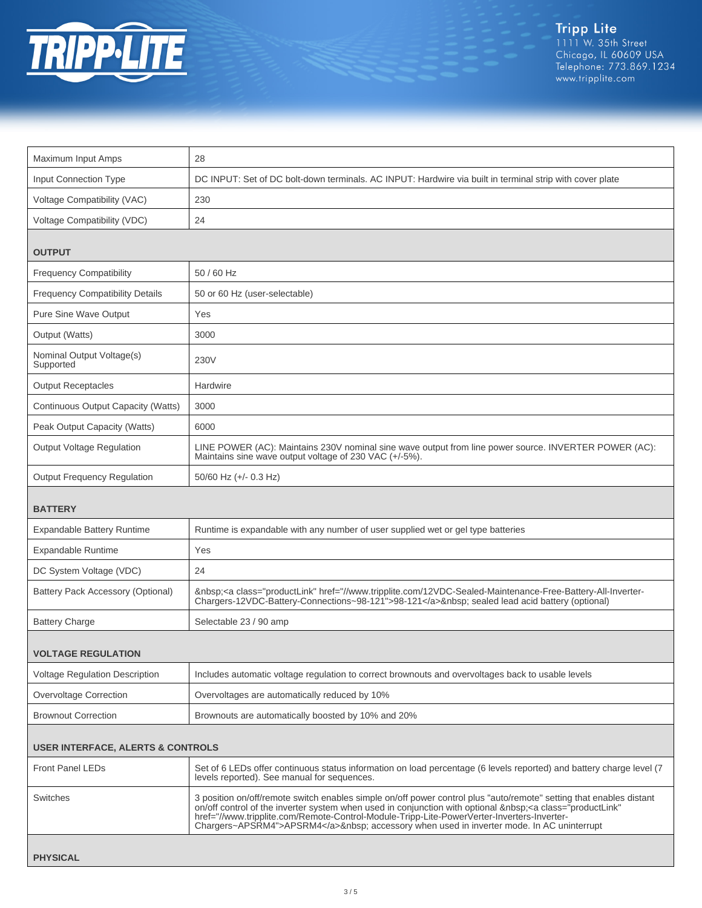| | |
|---|---|
| Maximum Input Amps | 28 |
| Input Connection Type | DC INPUT: Set of DC bolt-down terminals. AC INPUT: Hardwire via built in terminal strip with cover plate |
| Voltage Compatibility (VAC) | 230 |
| Voltage Compatibility (VDC) | 24 |
| **OUTPUT** | |
| Frequency Compatibility | 50 / 60 Hz |
| Frequency Compatibility Details | 50 or 60 Hz (user-selectable) |
| Pure Sine Wave Output | Yes |
| Output (Watts) | 3000 |
| Nominal Output Voltage(s) Supported | 230V |
| Output Receptacles | Hardwire |
| Continuous Output Capacity (Watts) | 3000 |
| Peak Output Capacity (Watts) | 6000 |
| Output Voltage Regulation | LINE POWER (AC): Maintains 230V nominal sine wave output from line power source. INVERTER POWER (AC): Maintains sine wave output voltage of 230 VAC (+/-5%). |
| Output Frequency Regulation | 50/60 Hz (+/- 0.3 Hz) |
| **BATTERY** | |
| Expandable Battery Runtime | Runtime is expandable with any number of user supplied wet or gel type batteries |
| Expandable Runtime | Yes |
| DC System Voltage (VDC) | 24 |
| Battery Pack Accessory (Optional) | &nbsp;<a class="productLink" href="//www.tripplite.com/12VDC-Sealed-Maintenance-Free-Battery-All-Inverter-Chargers-12VDC-Battery-Connections~98-121">98-121</a>&nbsp; sealed lead acid battery (optional) |
| Battery Charge | Selectable 23 / 90 amp |
| **VOLTAGE REGULATION** | |
| Voltage Regulation Description | Includes automatic voltage regulation to correct brownouts and overvoltages back to usable levels |
| Overvoltage Correction | Overvoltages are automatically reduced by 10% |
| Brownout Correction | Brownouts are automatically boosted by 10% and 20% |
| **USER INTERFACE, ALERTS & CONTROLS** | |
| Front Panel LEDs | Set of 6 LEDs offer continuous status information on load percentage (6 levels reported) and battery charge level (7 levels reported). See manual for sequences. |
| Switches | 3 position on/off/remote switch enables simple on/off power control plus "auto/remote" setting that enables distant on/off control of the inverter system when used in conjunction with optional &nbsp;<a class="productLink" href="//www.tripplite.com/Remote-Control-Module-Tripp-Lite-PowerVerter-Inverters-Inverter-Chargers~APSRM4">APSRM4</a>&nbsp; accessory when used in inverter mode. In AC uninterrupt |
| **PHYSICAL** | |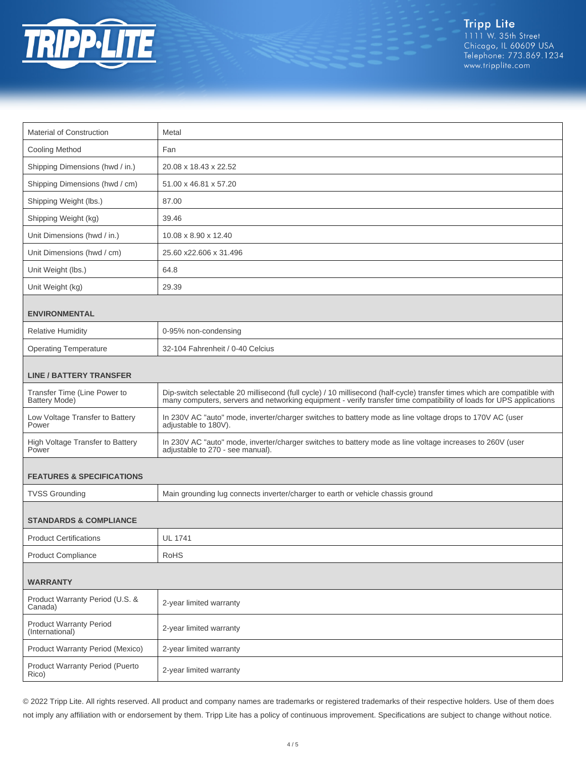Tripp Lite
1111 W. 35th Street
Chicago, IL 60609 USA
Telephone: 773.869.1234
www.tripplite.com

| | |
|---|---|
| Material of Construction | Metal |
| Cooling Method | Fan |
| Shipping Dimensions (hwd / in.) | 20.08 x 18.43 x 22.52 |
| Shipping Dimensions (hwd / cm) | 51.00 x 46.81 x 57.20 |
| Shipping Weight (lbs.) | 87.00 |
| Shipping Weight (kg) | 39.46 |
| Unit Dimensions (hwd / in.) | 10.08 x 8.90 x 12.40 |
| Unit Dimensions (hwd / cm) | 25.60 x22.606 x 31.496 |
| Unit Weight (lbs.) | 64.8 |
| Unit Weight (kg) | 29.39 |
| **ENVIRONMENTAL** | |
| Relative Humidity | 0-95% non-condensing |
| Operating Temperature | 32-104 Fahrenheit / 0-40 Celcius |
| **LINE / BATTERY TRANSFER** | |
| Transfer Time (Line Power to Battery Mode) | Dip-switch selectable 20 millisecond (full cycle) / 10 millisecond (half-cycle) transfer times which are compatible with many computers, servers and networking equipment - verify transfer time compatibility of loads for UPS applications |
| Low Voltage Transfer to Battery Power | In 230V AC "auto" mode, inverter/charger switches to battery mode as line voltage drops to 170V AC (user adjustable to 180V). |
| High Voltage Transfer to Battery Power | In 230V AC "auto" mode, inverter/charger switches to battery mode as line voltage increases to 260V (user adjustable to 270 - see manual). |
| **FEATURES & SPECIFICATIONS** | |
| TVSS Grounding | Main grounding lug connects inverter/charger to earth or vehicle chassis ground |
| **STANDARDS & COMPLIANCE** | |
| Product Certifications | UL 1741 |
| Product Compliance | RoHS |
| **WARRANTY** | |
| Product Warranty Period (U.S. & Canada) | 2-year limited warranty |
| Product Warranty Period (International) | 2-year limited warranty |
| Product Warranty Period (Mexico) | 2-year limited warranty |
| Product Warranty Period (Puerto Rico) | 2-year limited warranty |

© 2022 Tripp Lite. All rights reserved. All product and company names are trademarks or registered trademarks of their respective holders. Use of them does not imply any affiliation with or endorsement by them. Tripp Lite has a policy of continuous improvement. Specifications are subject to change without notice.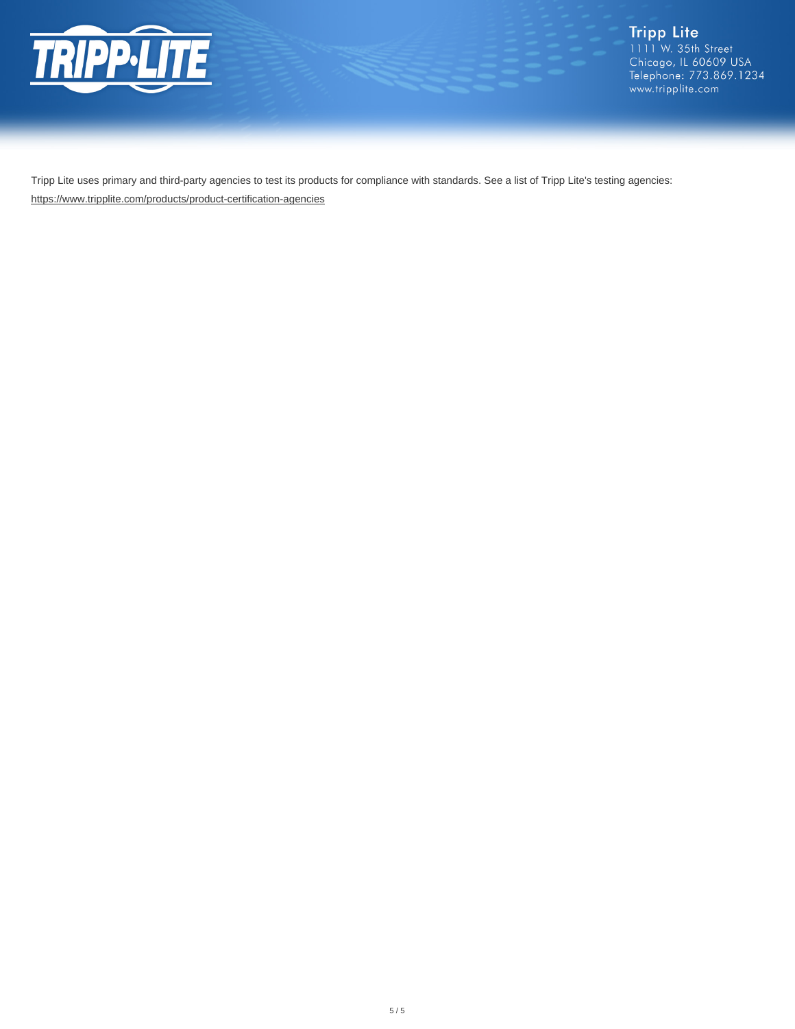Tripp Lite uses primary and third-party agencies to test its products for compliance with standards. See a list of Tripp Lite's testing agencies: https://www.tripplite.com/products/product-certification-agencies